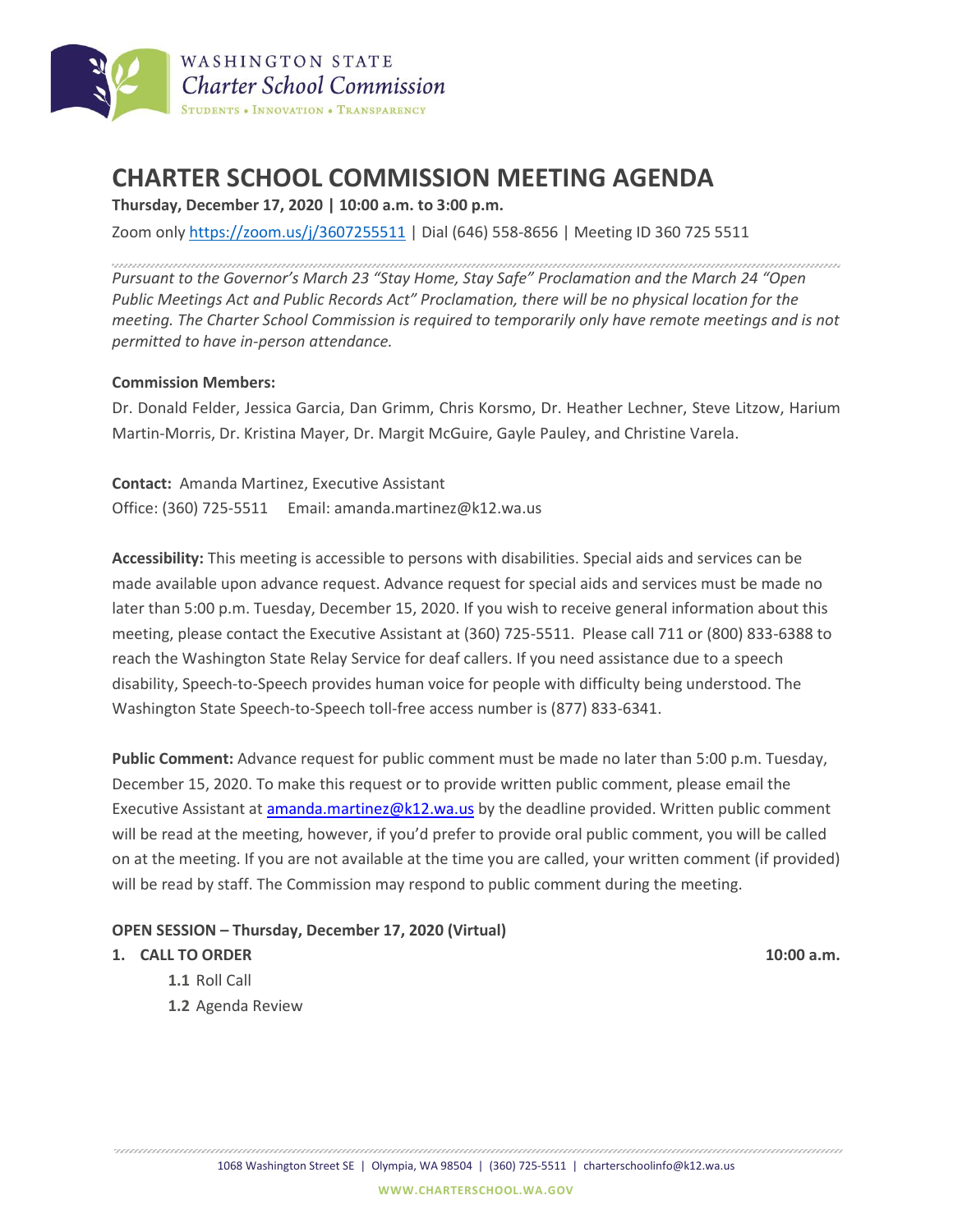WASHINGTON STATE
Charter School Commission
STUDENTS • INNOVATION • TRANSPARENCY

# CHARTER SCHOOL COMMISSION MEETING AGENDA

**Thursday, December 17, 2020 | 10:00 a.m. to 3:00 p.m.**

Zoom only https://zoom.us/j/3607255511 | Dial (646) 558-8656 | Meeting ID 360 725 5511

*Pursuant to the Governor's March 23 "Stay Home, Stay Safe" Proclamation and the March 24 "Open Public Meetings Act and Public Records Act" Proclamation, there will be no physical location for the meeting. The Charter School Commission is required to temporarily only have remote meetings and is not permitted to have in-person attendance.*

**Commission Members:**
Dr. Donald Felder, Jessica Garcia, Dan Grimm, Chris Korsmo, Dr. Heather Lechner, Steve Litzow, Harium Martin-Morris, Dr. Kristina Mayer, Dr. Margit McGuire, Gayle Pauley, and Christine Varela.

**Contact:** Amanda Martinez, Executive Assistant
Office: (360) 725-5511 Email: amanda.martinez@k12.wa.us

**Accessibility:** This meeting is accessible to persons with disabilities. Special aids and services can be made available upon advance request. Advance request for special aids and services must be made no later than 5:00 p.m. Tuesday, December 15, 2020. If you wish to receive general information about this meeting, please contact the Executive Assistant at (360) 725-5511. Please call 711 or (800) 833-6388 to reach the Washington State Relay Service for deaf callers. If you need assistance due to a speech disability, Speech-to-Speech provides human voice for people with difficulty being understood. The Washington State Speech-to-Speech toll-free access number is (877) 833-6341.

**Public Comment:** Advance request for public comment must be made no later than 5:00 p.m. Tuesday, December 15, 2020. To make this request or to provide written public comment, please email the Executive Assistant at amanda.martinez@k12.wa.us by the deadline provided. Written public comment will be read at the meeting, however, if you'd prefer to provide oral public comment, you will be called on at the meeting. If you are not available at the time you are called, your written comment (if provided) will be read by staff. The Commission may respond to public comment during the meeting.

**OPEN SESSION – Thursday, December 17, 2020 (Virtual)**

1. **CALL TO ORDER** **10:00 a.m.**
   - **1.1** Roll Call
   - **1.2** Agenda Review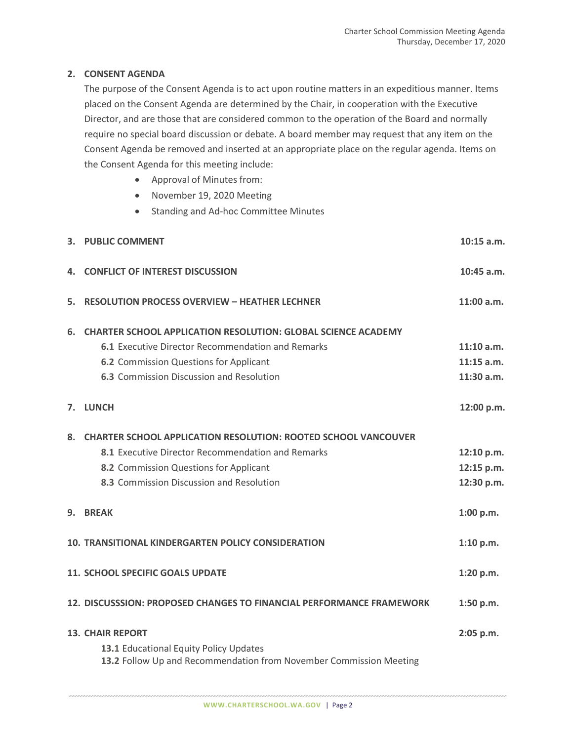**2. CONSENT AGENDA**

The purpose of the Consent Agenda is to act upon routine matters in an expeditious manner. Items placed on the Consent Agenda are determined by the Chair, in cooperation with the Executive Director, and are those that are considered common to the operation of the Board and normally require no special board discussion or debate. A board member may request that any item on the Consent Agenda be removed and inserted at an appropriate place on the regular agenda. Items on the Consent Agenda for this meeting include:

- Approval of Minutes from:
- November 19, 2020 Meeting
- Standing and Ad-hoc Committee Minutes

**3. PUBLIC COMMENT** — **10:15 a.m.**

**4. CONFLICT OF INTEREST DISCUSSION** — **10:45 a.m.**

**5. RESOLUTION PROCESS OVERVIEW – HEATHER LECHNER** — **11:00 a.m.**

**6. CHARTER SCHOOL APPLICATION RESOLUTION: GLOBAL SCIENCE ACADEMY**

- **6.1** Executive Director Recommendation and Remarks — **11:10 a.m.**
- **6.2** Commission Questions for Applicant — **11:15 a.m.**
- **6.3** Commission Discussion and Resolution — **11:30 a.m.**

**7. LUNCH** — **12:00 p.m.**

**8. CHARTER SCHOOL APPLICATION RESOLUTION: ROOTED SCHOOL VANCOUVER**

- **8.1** Executive Director Recommendation and Remarks — **12:10 p.m.**
- **8.2** Commission Questions for Applicant — **12:15 p.m.**
- **8.3** Commission Discussion and Resolution — **12:30 p.m.**

**9. BREAK** — **1:00 p.m.**

**10. TRANSITIONAL KINDERGARTEN POLICY CONSIDERATION** — **1:10 p.m.**

**11. SCHOOL SPECIFIC GOALS UPDATE** — **1:20 p.m.**

**12. DISCUSSSION: PROPOSED CHANGES TO FINANCIAL PERFORMANCE FRAMEWORK** — **1:50 p.m.**

**13. CHAIR REPORT** — **2:05 p.m.**

- **13.1** Educational Equity Policy Updates
- **13.2** Follow Up and Recommendation from November Commission Meeting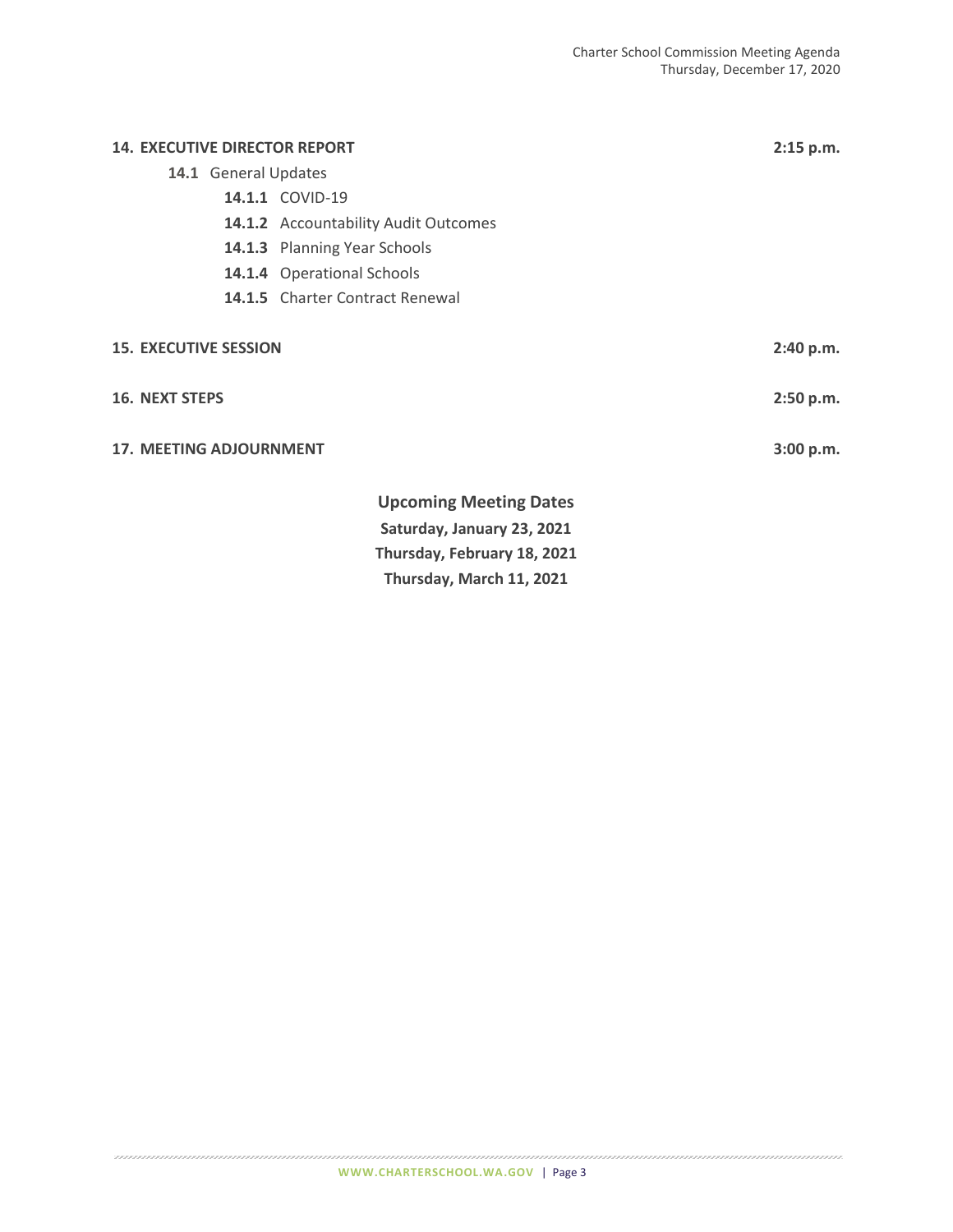**14. EXECUTIVE DIRECTOR REPORT** **2:15 p.m.**

- **14.1** General Updates
  - **14.1.1** COVID-19
  - **14.1.2** Accountability Audit Outcomes
  - **14.1.3** Planning Year Schools
  - **14.1.4** Operational Schools
  - **14.1.5** Charter Contract Renewal

**15. EXECUTIVE SESSION** **2:40 p.m.**

**16. NEXT STEPS** **2:50 p.m.**

**17. MEETING ADJOURNMENT** **3:00 p.m.**

**Upcoming Meeting Dates**

**Saturday, January 23, 2021**

**Thursday, February 18, 2021**

**Thursday, March 11, 2021**